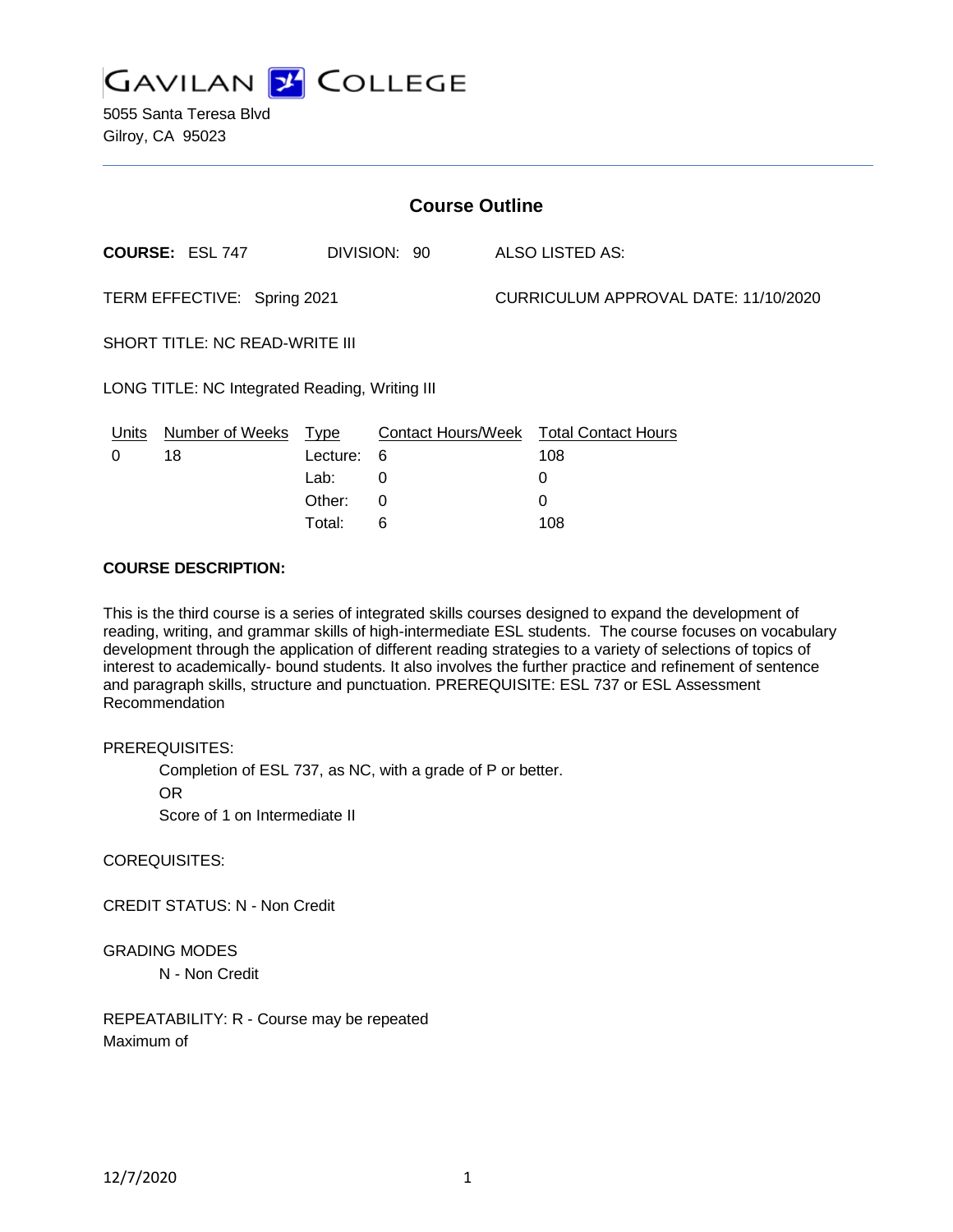# GAVILAN COLLEGE

5055 Santa Teresa Blvd
Gilroy, CA 95023

## Course Outline

**COURSE:** ESL 747 DIVISION: 90 ALSO LISTED AS:

TERM EFFECTIVE: Spring 2021 CURRICULUM APPROVAL DATE: 11/10/2020

SHORT TITLE: NC READ-WRITE III

LONG TITLE: NC Integrated Reading, Writing III

| Units | Number of Weeks | Type | Contact Hours/Week | Total Contact Hours |
|---|---|---|---|---|
| 0 | 18 | Lecture: | 6 | 108 |
| | | Lab: | 0 | 0 |
| | | Other: | 0 | 0 |
| | | Total: | 6 | 108 |

**COURSE DESCRIPTION:**

This is the third course is a series of integrated skills courses designed to expand the development of reading, writing, and grammar skills of high-intermediate ESL students. The course focuses on vocabulary development through the application of different reading strategies to a variety of selections of topics of interest to academically- bound students. It also involves the further practice and refinement of sentence and paragraph skills, structure and punctuation. PREREQUISITE: ESL 737 or ESL Assessment Recommendation

PREREQUISITES:

Completion of ESL 737, as NC, with a grade of P or better.

OR

Score of 1 on Intermediate II

COREQUISITES:

CREDIT STATUS: N - Non Credit

GRADING MODES

N - Non Credit

REPEATABILITY: R - Course may be repeated
Maximum of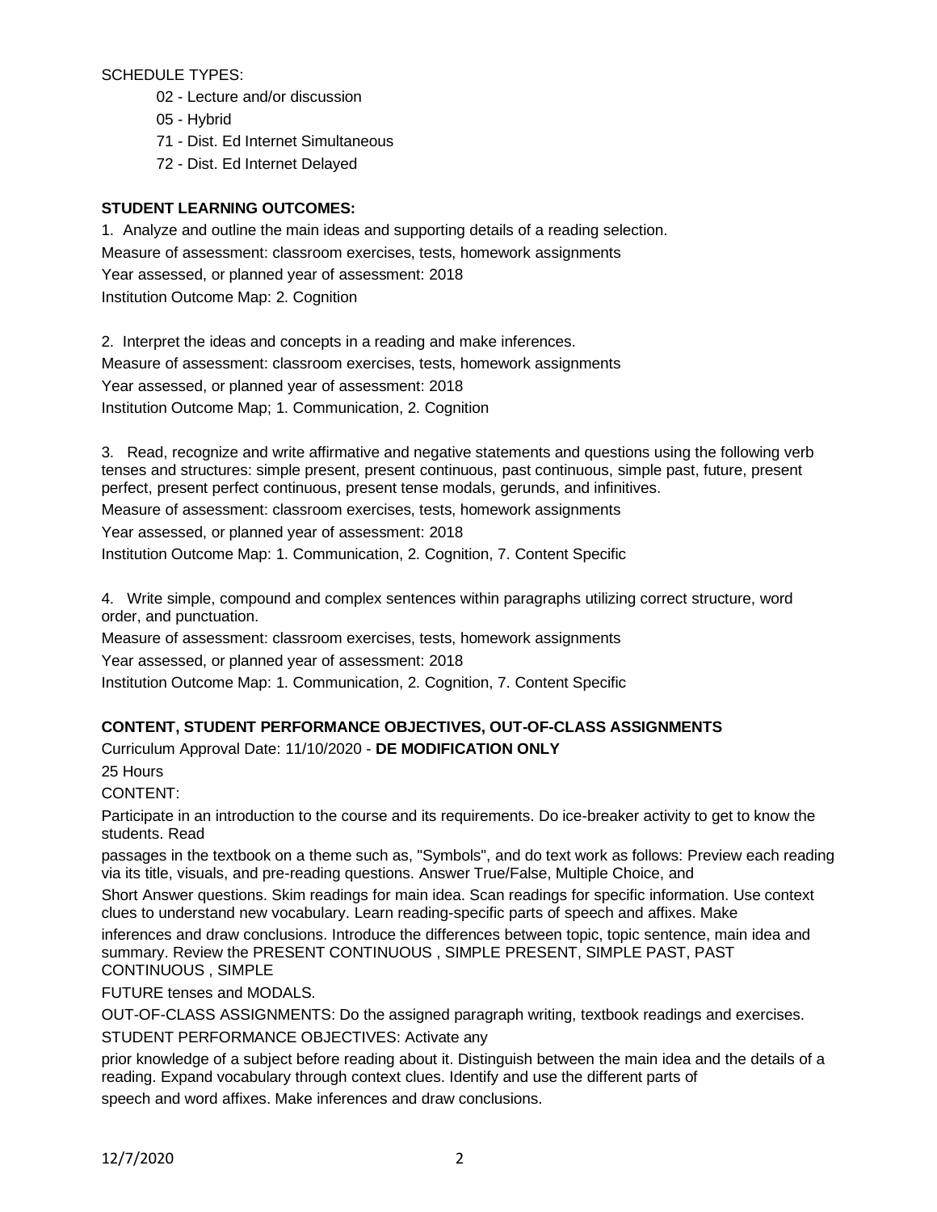SCHEDULE TYPES:

- 02 - Lecture and/or discussion
- 05 - Hybrid
- 71 - Dist. Ed Internet Simultaneous
- 72 - Dist. Ed Internet Delayed

**STUDENT LEARNING OUTCOMES:**

1. Analyze and outline the main ideas and supporting details of a reading selection.
Measure of assessment: classroom exercises, tests, homework assignments
Year assessed, or planned year of assessment: 2018
Institution Outcome Map: 2. Cognition

2. Interpret the ideas and concepts in a reading and make inferences.
Measure of assessment: classroom exercises, tests, homework assignments
Year assessed, or planned year of assessment: 2018
Institution Outcome Map; 1. Communication, 2. Cognition

3. Read, recognize and write affirmative and negative statements and questions using the following verb tenses and structures: simple present, present continuous, past continuous, simple past, future, present perfect, present perfect continuous, present tense modals, gerunds, and infinitives.
Measure of assessment: classroom exercises, tests, homework assignments
Year assessed, or planned year of assessment: 2018
Institution Outcome Map: 1. Communication, 2. Cognition, 7. Content Specific

4. Write simple, compound and complex sentences within paragraphs utilizing correct structure, word order, and punctuation.
Measure of assessment: classroom exercises, tests, homework assignments
Year assessed, or planned year of assessment: 2018
Institution Outcome Map: 1. Communication, 2. Cognition, 7. Content Specific

**CONTENT, STUDENT PERFORMANCE OBJECTIVES, OUT-OF-CLASS ASSIGNMENTS**

Curriculum Approval Date: 11/10/2020 - **DE MODIFICATION ONLY**

25 Hours

CONTENT:

Participate in an introduction to the course and its requirements. Do ice-breaker activity to get to know the students. Read passages in the textbook on a theme such as, "Symbols", and do text work as follows: Preview each reading via its title, visuals, and pre-reading questions. Answer True/False, Multiple Choice, and Short Answer questions. Skim readings for main idea. Scan readings for specific information. Use context clues to understand new vocabulary. Learn reading-specific parts of speech and affixes. Make inferences and draw conclusions. Introduce the differences between topic, topic sentence, main idea and summary. Review the PRESENT CONTINUOUS , SIMPLE PRESENT, SIMPLE PAST, PAST CONTINUOUS , SIMPLE FUTURE tenses and MODALS.

OUT-OF-CLASS ASSIGNMENTS: Do the assigned paragraph writing, textbook readings and exercises.

STUDENT PERFORMANCE OBJECTIVES: Activate any prior knowledge of a subject before reading about it. Distinguish between the main idea and the details of a reading. Expand vocabulary through context clues. Identify and use the different parts of speech and word affixes. Make inferences and draw conclusions.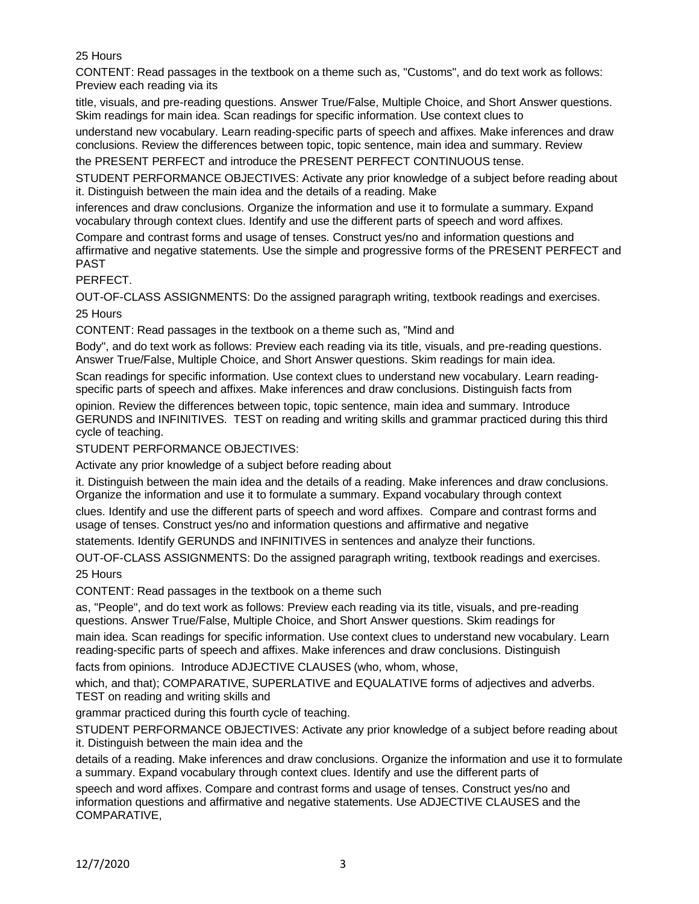25 Hours

CONTENT: Read passages in the textbook on a theme such as, "Customs", and do text work as follows: Preview each reading via its title, visuals, and pre-reading questions. Answer True/False, Multiple Choice, and Short Answer questions. Skim readings for main idea. Scan readings for specific information. Use context clues to understand new vocabulary. Learn reading-specific parts of speech and affixes. Make inferences and draw conclusions. Review the differences between topic, topic sentence, main idea and summary. Review the PRESENT PERFECT and introduce the PRESENT PERFECT CONTINUOUS tense.

STUDENT PERFORMANCE OBJECTIVES: Activate any prior knowledge of a subject before reading about it. Distinguish between the main idea and the details of a reading. Make inferences and draw conclusions. Organize the information and use it to formulate a summary. Expand vocabulary through context clues. Identify and use the different parts of speech and word affixes. Compare and contrast forms and usage of tenses. Construct yes/no and information questions and affirmative and negative statements. Use the simple and progressive forms of the PRESENT PERFECT and PAST PERFECT.

OUT-OF-CLASS ASSIGNMENTS: Do the assigned paragraph writing, textbook readings and exercises.

25 Hours

CONTENT: Read passages in the textbook on a theme such as, "Mind and Body", and do text work as follows: Preview each reading via its title, visuals, and pre-reading questions. Answer True/False, Multiple Choice, and Short Answer questions. Skim readings for main idea. Scan readings for specific information. Use context clues to understand new vocabulary. Learn reading-specific parts of speech and affixes. Make inferences and draw conclusions. Distinguish facts from opinion. Review the differences between topic, topic sentence, main idea and summary. Introduce GERUNDS and INFINITIVES. TEST on reading and writing skills and grammar practiced during this third cycle of teaching.

STUDENT PERFORMANCE OBJECTIVES:

Activate any prior knowledge of a subject before reading about it. Distinguish between the main idea and the details of a reading. Make inferences and draw conclusions. Organize the information and use it to formulate a summary. Expand vocabulary through context clues. Identify and use the different parts of speech and word affixes. Compare and contrast forms and usage of tenses. Construct yes/no and information questions and affirmative and negative statements. Identify GERUNDS and INFINITIVES in sentences and analyze their functions.

OUT-OF-CLASS ASSIGNMENTS: Do the assigned paragraph writing, textbook readings and exercises.

25 Hours

CONTENT: Read passages in the textbook on a theme such as, "People", and do text work as follows: Preview each reading via its title, visuals, and pre-reading questions. Answer True/False, Multiple Choice, and Short Answer questions. Skim readings for main idea. Scan readings for specific information. Use context clues to understand new vocabulary. Learn reading-specific parts of speech and affixes. Make inferences and draw conclusions. Distinguish facts from opinions. Introduce ADJECTIVE CLAUSES (who, whom, whose, which, and that); COMPARATIVE, SUPERLATIVE and EQUALATIVE forms of adjectives and adverbs. TEST on reading and writing skills and grammar practiced during this fourth cycle of teaching.

STUDENT PERFORMANCE OBJECTIVES: Activate any prior knowledge of a subject before reading about it. Distinguish between the main idea and the details of a reading. Make inferences and draw conclusions. Organize the information and use it to formulate a summary. Expand vocabulary through context clues. Identify and use the different parts of speech and word affixes. Compare and contrast forms and usage of tenses. Construct yes/no and information questions and affirmative and negative statements. Use ADJECTIVE CLAUSES and the COMPARATIVE,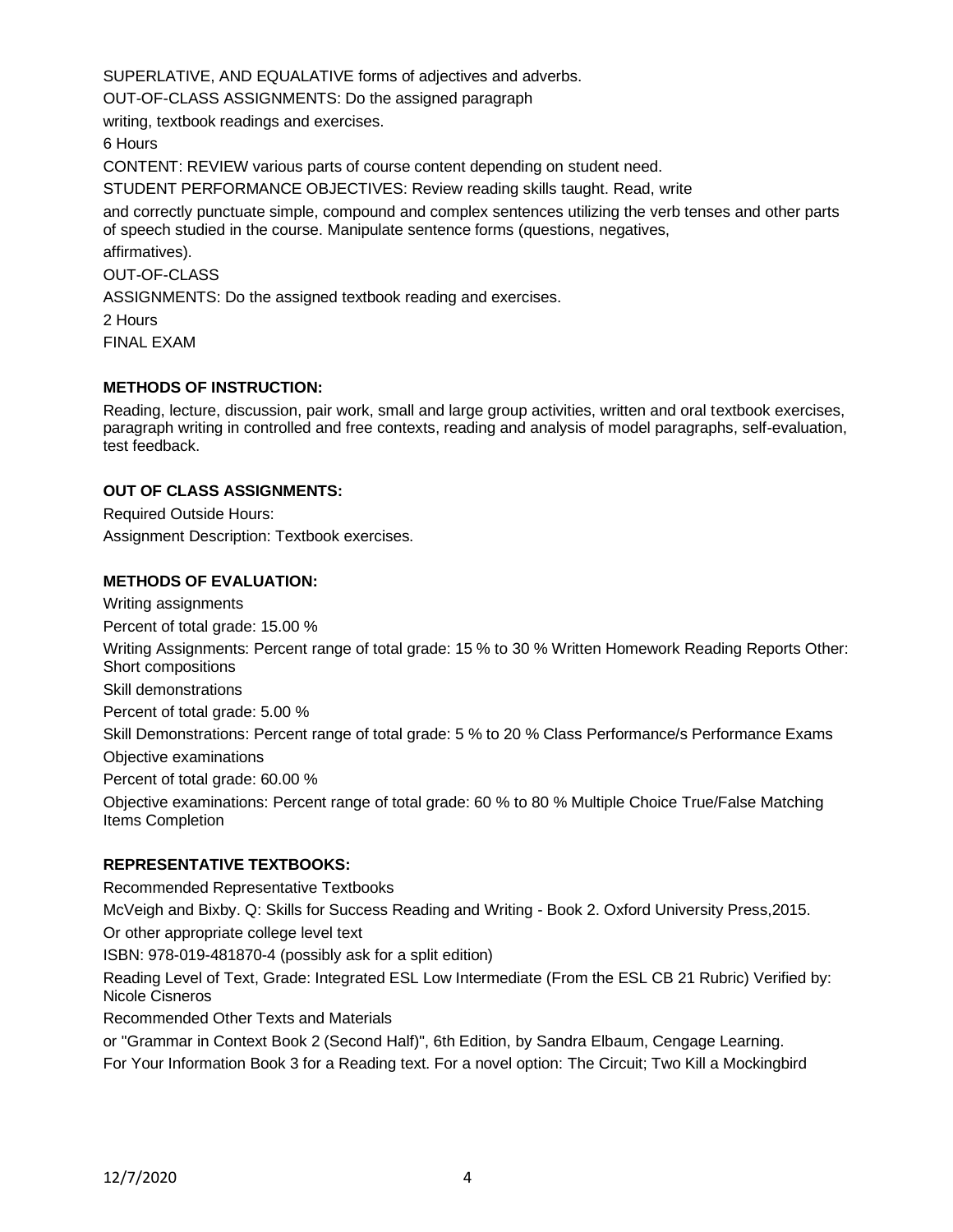SUPERLATIVE, AND EQUALATIVE forms of adjectives and adverbs.

OUT-OF-CLASS ASSIGNMENTS: Do the assigned paragraph writing, textbook readings and exercises.

6 Hours

CONTENT: REVIEW various parts of course content depending on student need.

STUDENT PERFORMANCE OBJECTIVES: Review reading skills taught. Read, write and correctly punctuate simple, compound and complex sentences utilizing the verb tenses and other parts of speech studied in the course. Manipulate sentence forms (questions, negatives, affirmatives).

OUT-OF-CLASS ASSIGNMENTS: Do the assigned textbook reading and exercises.

2 Hours

FINAL EXAM

**METHODS OF INSTRUCTION:**

Reading, lecture, discussion, pair work, small and large group activities, written and oral textbook exercises, paragraph writing in controlled and free contexts, reading and analysis of model paragraphs, self-evaluation, test feedback.

**OUT OF CLASS ASSIGNMENTS:**

Required Outside Hours:

Assignment Description: Textbook exercises.

**METHODS OF EVALUATION:**

Writing assignments

Percent of total grade: 15.00 %

Writing Assignments: Percent range of total grade: 15 % to 30 % Written Homework Reading Reports Other: Short compositions

Skill demonstrations

Percent of total grade: 5.00 %

Skill Demonstrations: Percent range of total grade: 5 % to 20 % Class Performance/s Performance Exams

Objective examinations

Percent of total grade: 60.00 %

Objective examinations: Percent range of total grade: 60 % to 80 % Multiple Choice True/False Matching Items Completion

**REPRESENTATIVE TEXTBOOKS:**

Recommended Representative Textbooks

McVeigh and Bixby. Q: Skills for Success Reading and Writing - Book 2. Oxford University Press,2015.

Or other appropriate college level text

ISBN: 978-019-481870-4 (possibly ask for a split edition)

Reading Level of Text, Grade: Integrated ESL Low Intermediate (From the ESL CB 21 Rubric) Verified by: Nicole Cisneros

Recommended Other Texts and Materials

or "Grammar in Context Book 2 (Second Half)", 6th Edition, by Sandra Elbaum, Cengage Learning.

For Your Information Book 3 for a Reading text. For a novel option: The Circuit; Two Kill a Mockingbird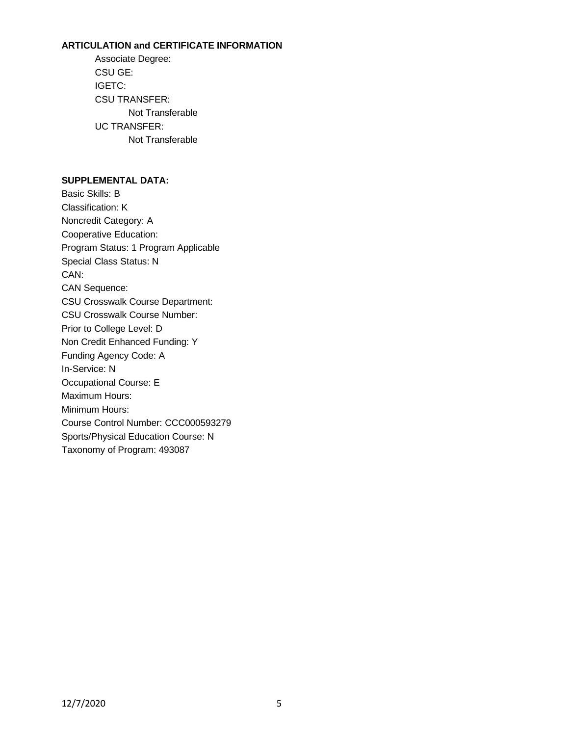**ARTICULATION and CERTIFICATE INFORMATION**

Associate Degree:

CSU GE:

IGETC:

CSU TRANSFER:

Not Transferable

UC TRANSFER:

Not Transferable

**SUPPLEMENTAL DATA:**

Basic Skills: B

Classification: K

Noncredit Category: A

Cooperative Education:

Program Status: 1 Program Applicable

Special Class Status: N

CAN:

CAN Sequence:

CSU Crosswalk Course Department:

CSU Crosswalk Course Number:

Prior to College Level: D

Non Credit Enhanced Funding: Y

Funding Agency Code: A

In-Service: N

Occupational Course: E

Maximum Hours:

Minimum Hours:

Course Control Number: CCC000593279

Sports/Physical Education Course: N

Taxonomy of Program: 493087